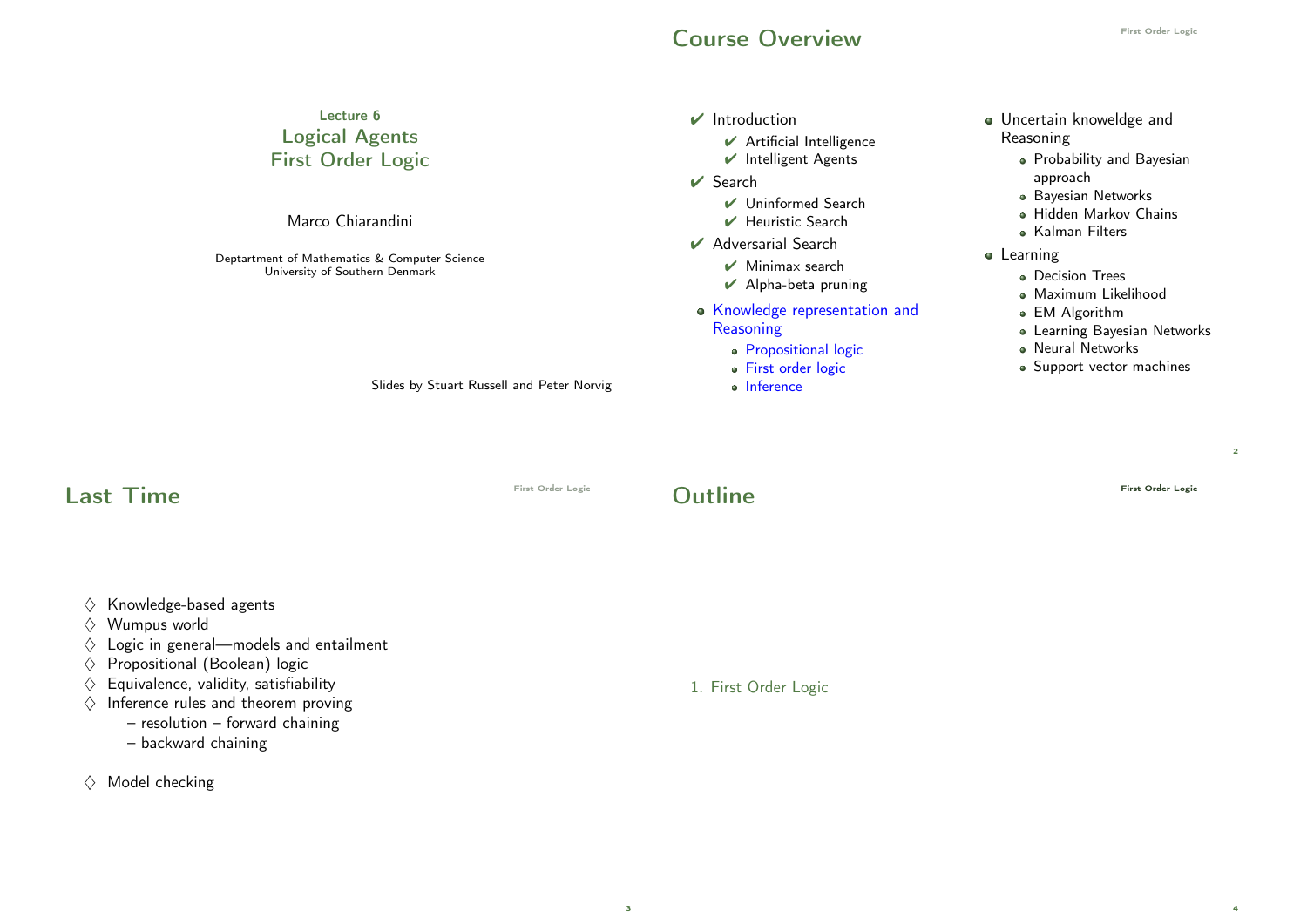Lecture 6

# Logical Agents
# First Order Logic

Marco Chiarandini

Deptartment of Mathematics & Computer Science
University of Southern Denmark

Slides by Stuart Russell and Peter Norvig

## Course Overview

- ✔ Introduction
  - ✔ Artificial Intelligence
  - ✔ Intelligent Agents
- ✔ Search
  - ✔ Uninformed Search
  - ✔ Heuristic Search
- ✔ Adversarial Search
  - ✔ Minimax search
  - ✔ Alpha-beta pruning
- Knowledge representation and Reasoning
  - Propositional logic
  - First order logic
  - Inference
- Uncertain knoweldge and Reasoning
  - Probability and Bayesian approach
  - Bayesian Networks
  - Hidden Markov Chains
  - Kalman Filters
- Learning
  - Decision Trees
  - Maximum Likelihood
  - EM Algorithm
  - Learning Bayesian Networks
  - Neural Networks
  - Support vector machines

## Last Time

◇ Knowledge-based agents
◇ Wumpus world
◇ Logic in general—models and entailment
◇ Propositional (Boolean) logic
◇ Equivalence, validity, satisfiability
◇ Inference rules and theorem proving
  – resolution – forward chaining
  – backward chaining

◇ Model checking

## Outline

1. First Order Logic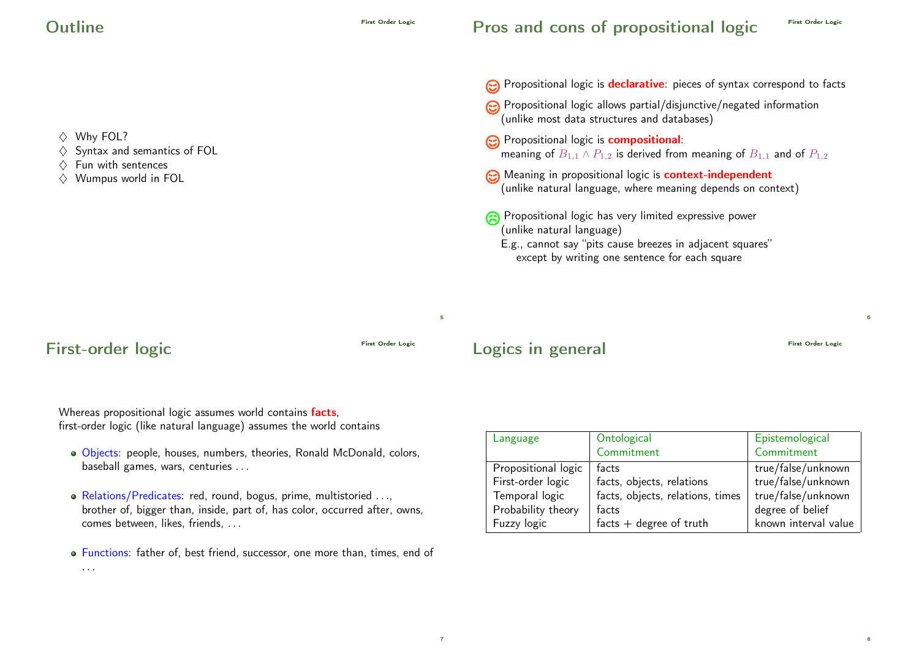## Outline

- ♢ Why FOL?
- ♢ Syntax and semantics of FOL
- ♢ Fun with sentences
- ♢ Wumpus world in FOL

## Pros and cons of propositional logic

- ☺ Propositional logic is **declarative**: pieces of syntax correspond to facts
- ☺ Propositional logic allows partial/disjunctive/negated information (unlike most data structures and databases)
- ☺ Propositional logic is **compositional**: meaning of $B_{1,1} \land P_{1,2}$ is derived from meaning of $B_{1,1}$ and of $P_{1,2}$
- ☺ Meaning in propositional logic is **context-independent** (unlike natural language, where meaning depends on context)
- ☹ Propositional logic has very limited expressive power (unlike natural language)
  E.g., cannot say "pits cause breezes in adjacent squares"
  except by writing one sentence for each square

## First-order logic

Whereas propositional logic assumes world contains **facts**,
first-order logic (like natural language) assumes the world contains

- Objects: people, houses, numbers, theories, Ronald McDonald, colors, baseball games, wars, centuries ...
- Relations/Predicates: red, round, bogus, prime, multistoried ..., brother of, bigger than, inside, part of, has color, occurred after, owns, comes between, likes, friends, ...
- Functions: father of, best friend, successor, one more than, times, end of ...

## Logics in general

| Language | Ontological Commitment | Epistemological Commitment |
|---|---|---|
| Propositional logic | facts | true/false/unknown |
| First-order logic | facts, objects, relations | true/false/unknown |
| Temporal logic | facts, objects, relations, times | true/false/unknown |
| Probability theory | facts | degree of belief |
| Fuzzy logic | facts + degree of truth | known interval value |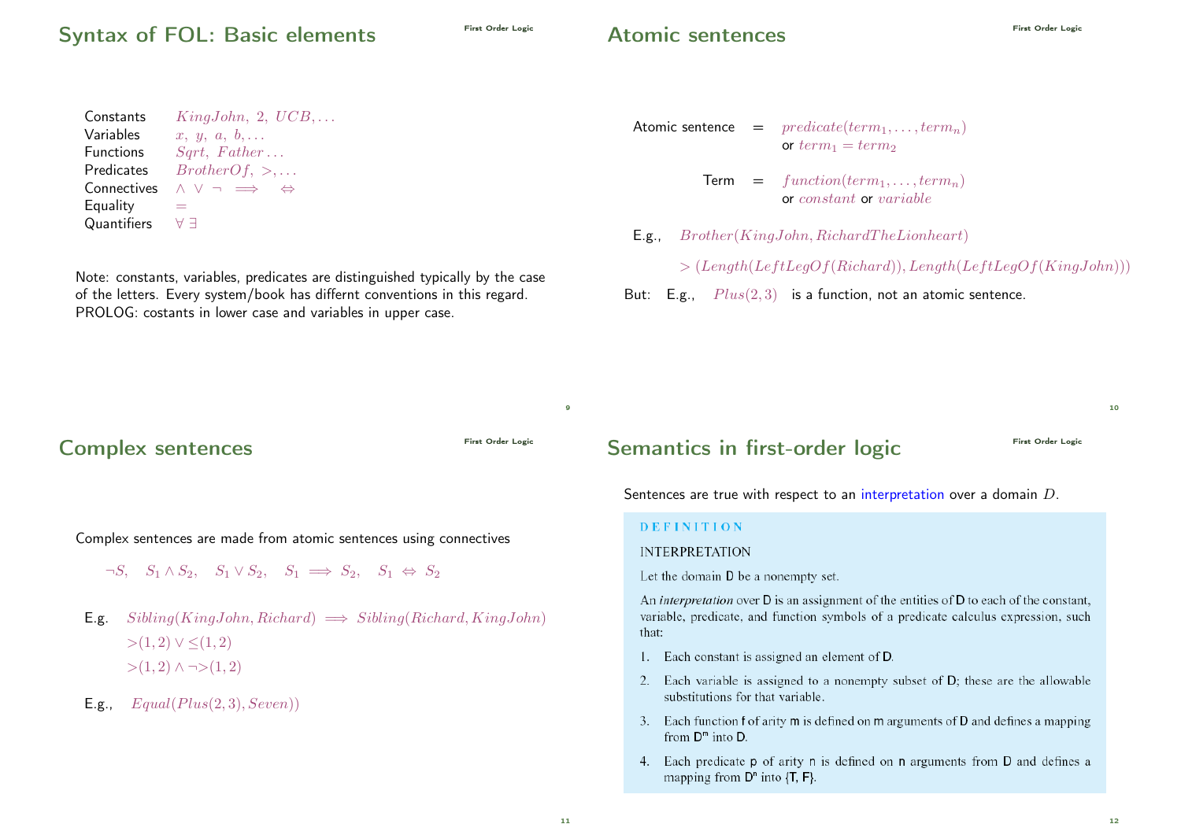## Syntax of FOL: Basic elements

| | |
|---|---|
| Constants | $KingJohn,\ 2,\ UCB, \ldots$ |
| Variables | $x,\ y,\ a,\ b, \ldots$ |
| Functions | $Sqrt,\ Father \ldots$ |
| Predicates | $BrotherOf,\ >, \ldots$ |
| Connectives | $\wedge\ \vee\ \neg\ \implies\ \Leftrightarrow$ |
| Equality | $=$ |
| Quantifiers | $\forall\ \exists$ |

Note: constants, variables, predicates are distinguished typically by the case of the letters. Every system/book has differnt conventions in this regard. PROLOG: costants in lower case and variables in upper case.

## Atomic sentences

Atomic sentence $=$ $predicate(term_1, \ldots, term_n)$ or $term_1 = term_2$

Term $=$ $function(term_1, \ldots, term_n)$ or $constant$ or $variable$

E.g., $Brother(KingJohn, RichardTheLionheart)$

$> (Length(LeftLegOf(Richard)), Length(LeftLegOf(KingJohn)))$

But: E.g., $Plus(2, 3)$ is a function, not an atomic sentence.

## Complex sentences

Complex sentences are made from atomic sentences using connectives

$$\neg S, \quad S_1 \wedge S_2, \quad S_1 \vee S_2, \quad S_1 \implies S_2, \quad S_1 \Leftrightarrow S_2$$

E.g. $Sibling(KingJohn, Richard) \implies Sibling(Richard, KingJohn)$

$>(1, 2) \vee \leq(1, 2)$

$>(1, 2) \wedge \neg{>}(1, 2)$

E.g., $Equal(Plus(2, 3), Seven))$

## Semantics in first-order logic

Sentences are true with respect to an interpretation over a domain $D$.

**DEFINITION**

INTERPRETATION

Let the domain D be a nonempty set.

An *interpretation* over D is an assignment of the entities of D to each of the constant, variable, predicate, and function symbols of a predicate calculus expression, such that:

1. Each constant is assigned an element of D.
2. Each variable is assigned to a nonempty subset of D; these are the allowable substitutions for that variable.
3. Each function f of arity m is defined on m arguments of D and defines a mapping from $D^m$ into D.
4. Each predicate p of arity n is defined on n arguments from D and defines a mapping from $D^n$ into {T, F}.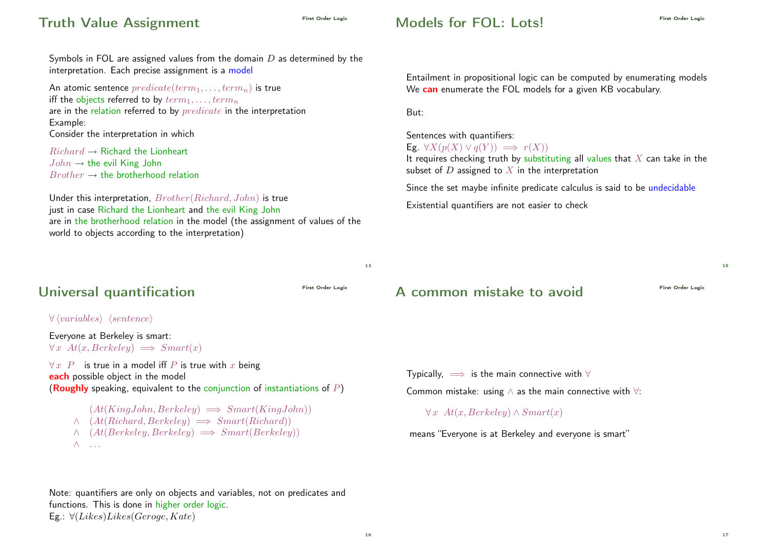## Truth Value Assignment

Symbols in FOL are assigned values from the domain $D$ as determined by the interpretation. Each precise assignment is a model

An atomic sentence $predicate(term_1, \ldots, term_n)$ is true
iff the objects referred to by $term_1, \ldots, term_n$
are in the relation referred to by $predicate$ in the interpretation
Example:
Consider the interpretation in which

$Richard \rightarrow$ Richard the Lionheart
$John \rightarrow$ the evil King John
$Brother \rightarrow$ the brotherhood relation

Under this interpretation, $Brother(Richard, John)$ is true
just in case Richard the Lionheart and the evil King John
are in the brotherhood relation in the model (the assignment of values of the world to objects according to the interpretation)

## Models for FOL: Lots!

Entailment in propositional logic can be computed by enumerating models
We **can** enumerate the FOL models for a given KB vocabulary.

But:

Sentences with quantifiers:
Eg. $\forall X (p(X) \vee q(Y)) \implies r(X))$
It requires checking truth by substituting all values that $X$ can take in the subset of $D$ assigned to $X$ in the interpretation

Since the set maybe infinite predicate calculus is said to be undecidable

Existential quantifiers are not easier to check

## Universal quantification

$\forall \langle variables \rangle \ \langle sentence \rangle$

Everyone at Berkeley is smart:
$\forall x \ At(x, Berkeley) \implies Smart(x)$

$\forall x \ P$ is true in a model iff $P$ is true with $x$ being
**each** possible object in the model
(**Roughly** speaking, equivalent to the conjunction of instantiations of $P$)

$$
\begin{aligned}
& (At(KingJohn, Berkeley) \implies Smart(KingJohn)) \\
\wedge \ & (At(Richard, Berkeley) \implies Smart(Richard)) \\
\wedge \ & (At(Berkeley, Berkeley) \implies Smart(Berkeley)) \\
\wedge \ & \ldots
\end{aligned}
$$

Note: quantifiers are only on objects and variables, not on predicates and functions. This is done in higher order logic.
Eg.: $\forall (Likes) Likes(Geroge, Kate)$

## A common mistake to avoid

Typically, $\implies$ is the main connective with $\forall$

Common mistake: using $\wedge$ as the main connective with $\forall$:

$\forall x \ At(x, Berkeley) \wedge Smart(x)$

means "Everyone is at Berkeley and everyone is smart"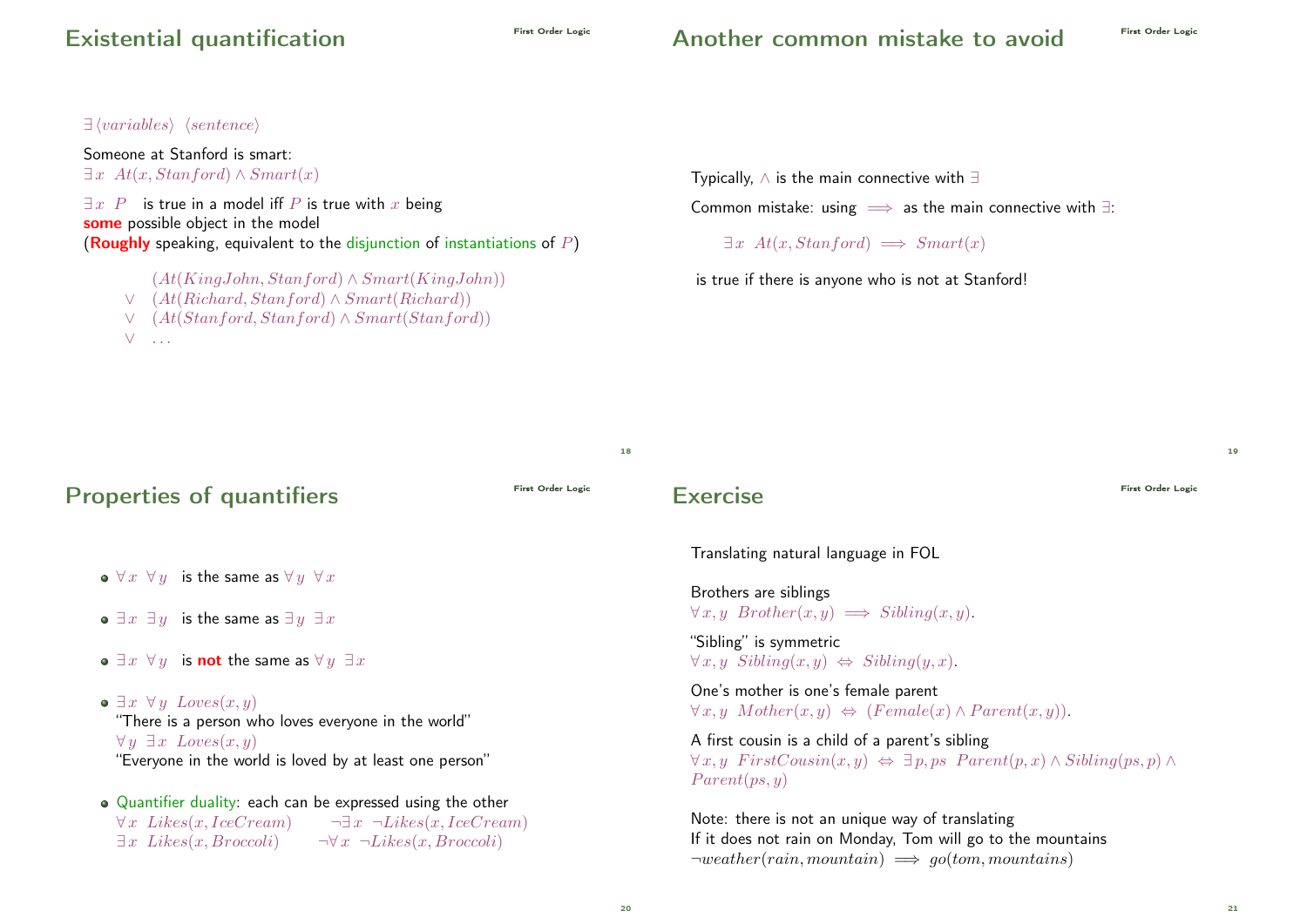## Existential quantification

$\exists \langle variables \rangle \ \langle sentence \rangle$

Someone at Stanford is smart:
$\exists x \ At(x, Stanford) \land Smart(x)$

$\exists x \ P$ is true in a model iff $P$ is true with $x$ being **some** possible object in the model
(**Roughly** speaking, equivalent to the disjunction of instantiations of $P$)

$$
\begin{array}{ll}
 & (At(KingJohn, Stanford) \land Smart(KingJohn)) \\
\lor & (At(Richard, Stanford) \land Smart(Richard)) \\
\lor & (At(Stanford, Stanford) \land Smart(Stanford)) \\
\lor & \ldots
\end{array}
$$

## Another common mistake to avoid

Typically, $\land$ is the main connective with $\exists$

Common mistake: using $\implies$ as the main connective with $\exists$:

$\exists x \ At(x, Stanford) \implies Smart(x)$

is true if there is anyone who is not at Stanford!

## Properties of quantifiers

- $\forall x \ \forall y$ is the same as $\forall y \ \forall x$
- $\exists x \ \exists y$ is the same as $\exists y \ \exists x$
- $\exists x \ \forall y$ is **not** the same as $\forall y \ \exists x$
- $\exists x \ \forall y \ Loves(x, y)$
  "There is a person who loves everyone in the world"
  $\forall y \ \exists x \ Loves(x, y)$
  "Everyone in the world is loved by at least one person"
- Quantifier duality: each can be expressed using the other
  $\forall x \ Likes(x, IceCream) \qquad \neg \exists x \ \neg Likes(x, IceCream)$
  $\exists x \ Likes(x, Broccoli) \qquad \neg \forall x \ \neg Likes(x, Broccoli)$

## Exercise

Translating natural language in FOL

Brothers are siblings
$\forall x, y \ Brother(x, y) \implies Sibling(x, y).$

"Sibling" is symmetric
$\forall x, y \ Sibling(x, y) \Leftrightarrow Sibling(y, x).$

One's mother is one's female parent
$\forall x, y \ Mother(x, y) \Leftrightarrow (Female(x) \land Parent(x, y)).$

A first cousin is a child of a parent's sibling
$\forall x, y \ FirstCousin(x, y) \Leftrightarrow \exists p, ps \ Parent(p, x) \land Sibling(ps, p) \land Parent(ps, y)$

Note: there is not an unique way of translating
If it does not rain on Monday, Tom will go to the mountains
$\neg weather(rain, mountain) \implies go(tom, mountains)$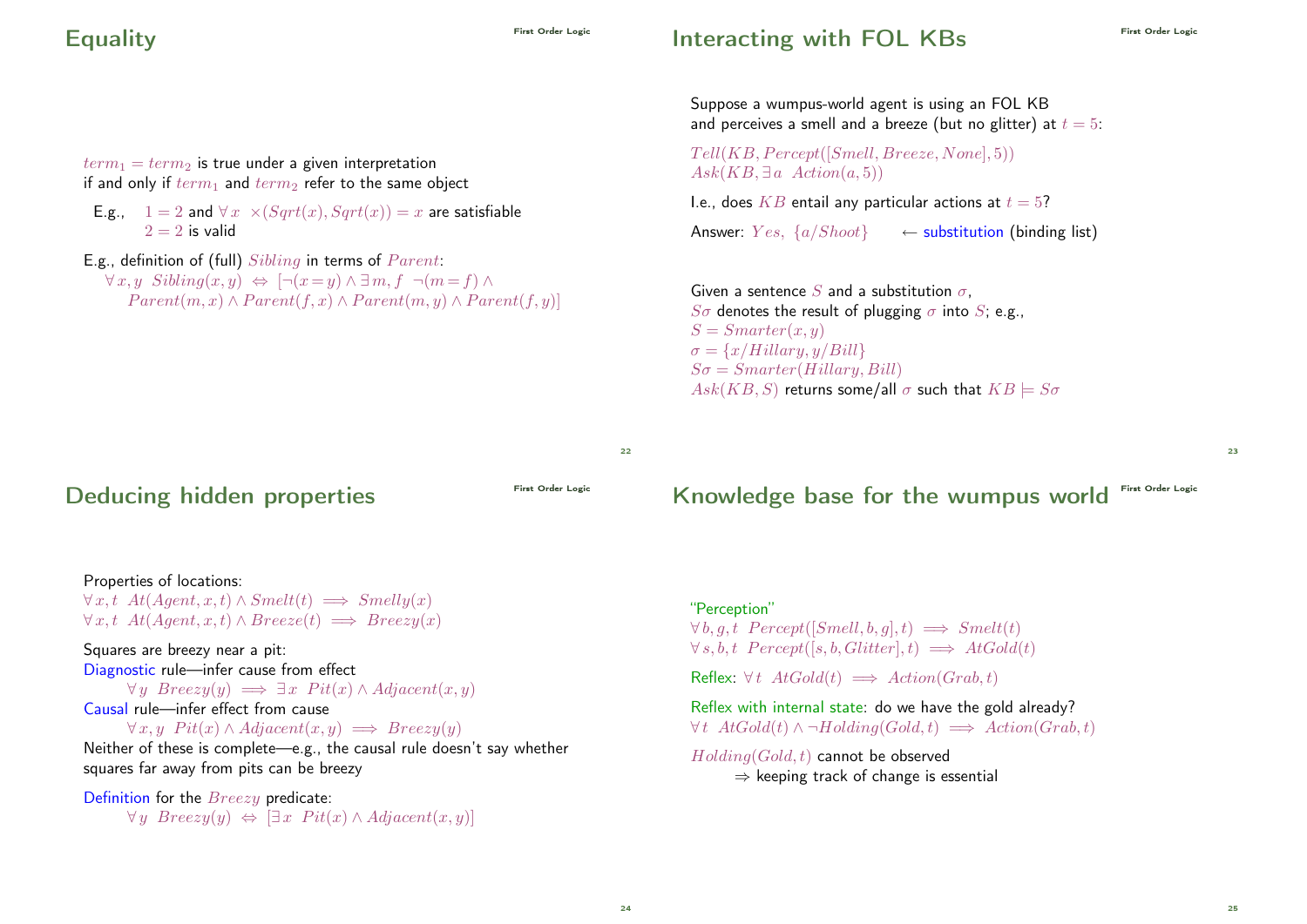## Equality

$term_1 = term_2$ is true under a given interpretation
if and only if $term_1$ and $term_2$ refer to the same object

E.g., $1 = 2$ and $\forall x \;\; \times(Sqrt(x), Sqrt(x)) = x$ are satisfiable
$2 = 2$ is valid

E.g., definition of (full) $Sibling$ in terms of $Parent$:
$\forall x, y \;\; Sibling(x, y) \;\Leftrightarrow\; [\neg(x = y) \wedge \exists m, f \;\; \neg(m = f) \wedge$
$Parent(m, x) \wedge Parent(f, x) \wedge Parent(m, y) \wedge Parent(f, y)]$

## Interacting with FOL KBs

Suppose a wumpus-world agent is using an FOL KB
and perceives a smell and a breeze (but no glitter) at $t = 5$:

$Tell(KB, Percept([Smell, Breeze, None], 5))$
$Ask(KB, \exists a \;\; Action(a, 5))$

I.e., does $KB$ entail any particular actions at $t = 5$?

Answer: $Yes, \; \{a/Shoot\}$ ← substitution (binding list)

Given a sentence $S$ and a substitution $\sigma$,
$S\sigma$ denotes the result of plugging $\sigma$ into $S$; e.g.,
$S = Smarter(x, y)$
$\sigma = \{x/Hillary, y/Bill\}$
$S\sigma = Smarter(Hillary, Bill)$
$Ask(KB, S)$ returns some/all $\sigma$ such that $KB \models S\sigma$

## Deducing hidden properties

Properties of locations:
$\forall x, t \;\; At(Agent, x, t) \wedge Smelt(t) \implies Smelly(x)$
$\forall x, t \;\; At(Agent, x, t) \wedge Breeze(t) \implies Breezy(x)$

Squares are breezy near a pit:
Diagnostic rule—infer cause from effect
$\forall y \;\; Breezy(y) \implies \exists x \;\; Pit(x) \wedge Adjacent(x, y)$
Causal rule—infer effect from cause
$\forall x, y \;\; Pit(x) \wedge Adjacent(x, y) \implies Breezy(y)$
Neither of these is complete—e.g., the causal rule doesn't say whether squares far away from pits can be breezy

Definition for the $Breezy$ predicate:
$\forall y \;\; Breezy(y) \;\Leftrightarrow\; [\exists x \;\; Pit(x) \wedge Adjacent(x, y)]$

## Knowledge base for the wumpus world

"Perception"
$\forall b, g, t \;\; Percept([Smell, b, g], t) \implies Smelt(t)$
$\forall s, b, t \;\; Percept([s, b, Glitter], t) \implies AtGold(t)$

Reflex: $\forall t \;\; AtGold(t) \implies Action(Grab, t)$

Reflex with internal state: do we have the gold already?
$\forall t \;\; AtGold(t) \wedge \neg Holding(Gold, t) \implies Action(Grab, t)$

$Holding(Gold, t)$ cannot be observed
⇒ keeping track of change is essential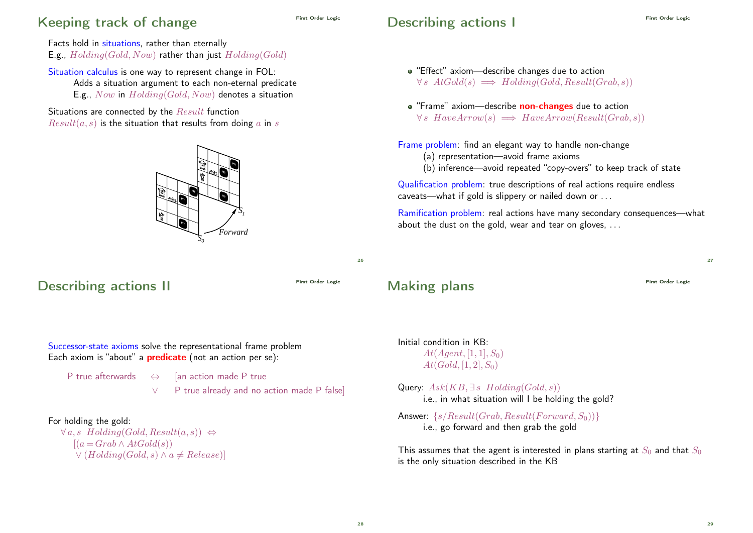## Keeping track of change

Facts hold in situations, rather than eternally
E.g., $Holding(Gold, Now)$ rather than just $Holding(Gold)$

Situation calculus is one way to represent change in FOL:
Adds a situation argument to each non-eternal predicate
E.g., $Now$ in $Holding(Gold, Now)$ denotes a situation

Situations are connected by the $Result$ function
$Result(a, s)$ is the situation that results from doing $a$ in $s$

## Describing actions I

- "Effect" axiom—describe changes due to action
  $\forall s \; AtGold(s) \implies Holding(Gold, Result(Grab, s))$
- "Frame" axiom—describe **non-changes** due to action
  $\forall s \; HaveArrow(s) \implies HaveArrow(Result(Grab, s))$

Frame problem: find an elegant way to handle non-change
(a) representation—avoid frame axioms
(b) inference—avoid repeated "copy-overs" to keep track of state

Qualification problem: true descriptions of real actions require endless caveats—what if gold is slippery or nailed down or ...

Ramification problem: real actions have many secondary consequences—what about the dust on the gold, wear and tear on gloves, ...

## Describing actions II

Successor-state axioms solve the representational frame problem
Each axiom is "about" a **predicate** (not an action per se):

P true afterwards $\Leftrightarrow$ [an action made P true
$\vee$ P true already and no action made P false]

For holding the gold:

$$\forall a, s \;\; Holding(Gold, Result(a, s)) \Leftrightarrow$$
$$[(a = Grab \wedge AtGold(s))$$
$$\vee (Holding(Gold, s) \wedge a \neq Release)]$$

## Making plans

Initial condition in KB:
$At(Agent, [1,1], S_0)$
$At(Gold, [1,2], S_0)$

Query: $Ask(KB, \exists s \;\; Holding(Gold, s))$
i.e., in what situation will I be holding the gold?

Answer: $\{s/Result(Grab, Result(Forward, S_0))\}$
i.e., go forward and then grab the gold

This assumes that the agent is interested in plans starting at $S_0$ and that $S_0$ is the only situation described in the KB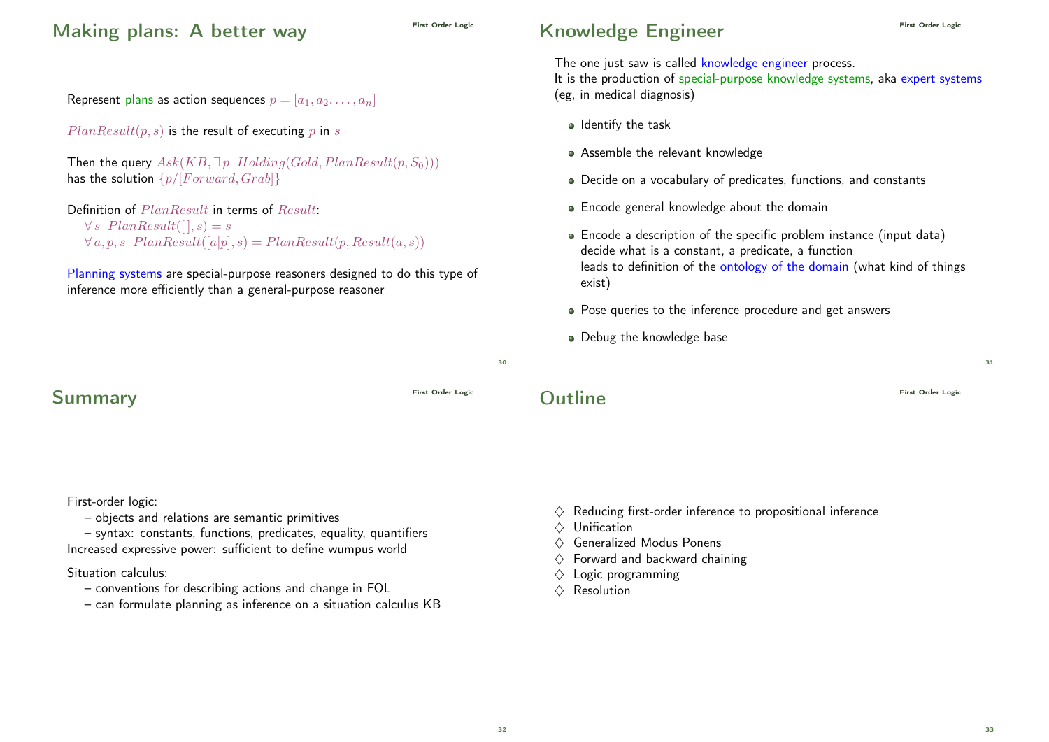## Making plans: A better way

Represent plans as action sequences $p = [a_1, a_2, \ldots, a_n]$

$PlanResult(p, s)$ is the result of executing $p$ in $s$

Then the query $Ask(KB, \exists\, p \;\; Holding(Gold, PlanResult(p, S_0)))$
has the solution $\{p/[Forward, Grab]\}$

Definition of $PlanResult$ in terms of $Result$:

$\forall\, s \;\; PlanResult([\,], s) = s$

$\forall\, a, p, s \;\; PlanResult([a|p], s) = PlanResult(p, Result(a, s))$

Planning systems are special-purpose reasoners designed to do this type of inference more efficiently than a general-purpose reasoner

## Knowledge Engineer

The one just saw is called knowledge engineer process.
It is the production of special-purpose knowledge systems, aka expert systems (eg, in medical diagnosis)

- Identify the task
- Assemble the relevant knowledge
- Decide on a vocabulary of predicates, functions, and constants
- Encode general knowledge about the domain
- Encode a description of the specific problem instance (input data)
  decide what is a constant, a predicate, a function
  leads to definition of the ontology of the domain (what kind of things exist)
- Pose queries to the inference procedure and get answers
- Debug the knowledge base

## Summary

First-order logic:
- objects and relations are semantic primitives
- syntax: constants, functions, predicates, equality, quantifiers

Increased expressive power: sufficient to define wumpus world

Situation calculus:
- conventions for describing actions and change in FOL
- can formulate planning as inference on a situation calculus KB

## Outline

◇ Reducing first-order inference to propositional inference
◇ Unification
◇ Generalized Modus Ponens
◇ Forward and backward chaining
◇ Logic programming
◇ Resolution